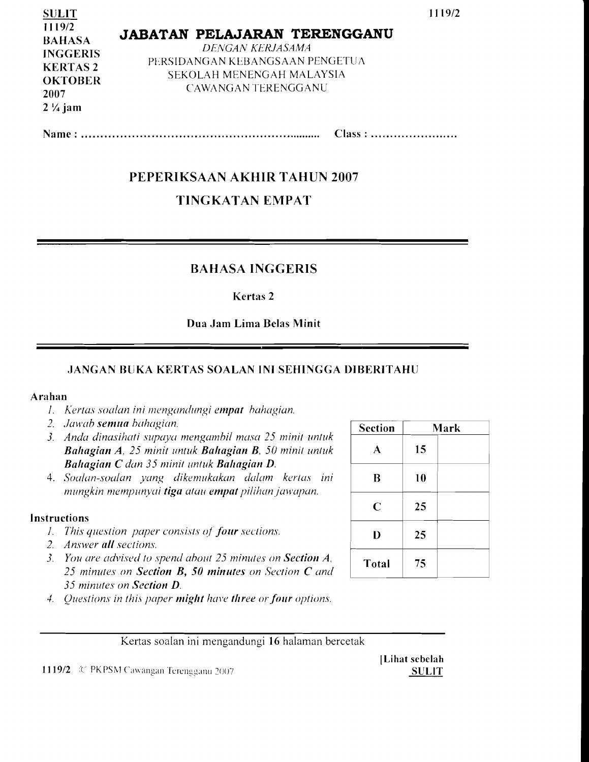**SULIT**
**1119/2**
**BAHASA INGGERIS**
**KERTAS 2**
**OKTOBER 2007**
**2 ¼ jam**

# JABATAN PELAJARAN TERENGGANU

*DENGAN KERJASAMA*

PERSIDANGAN KEBANGSAAN PENGETUA SEKOLAH MENENGAH MALAYSIA CAWANGAN TERENGGANU

**Name : ............................................................ Class : ......................**

## PEPERIKSAAN AKHIR TAHUN 2007

## TINGKATAN EMPAT

## BAHASA INGGERIS

**Kertas 2**

**Dua Jam Lima Belas Minit**

**JANGAN BUKA KERTAS SOALAN INI SEHINGGA DIBERITAHU**

**Arahan**

1. *Kertas soalan ini mengandungi **empat** bahagian.*
2. *Jawab **semua** bahagian.*
3. *Anda dinasihati supaya mengambil masa 25 minit untuk **Bahagian A**, 25 minit untuk **Bahagian B**, 50 minit untuk **Bahagian C** dan 35 minit untuk **Bahagian D**.*
4. *Soalan-soalan yang dikemukakan dalam kertas ini mungkin mempunyai **tiga** atau **empat** pilihan jawapan.*

**Instructions**

1. *This question paper consists of **four** sections.*
2. *Answer **all** sections.*
3. *You are advised to spend about 25 minutes on **Section A**, 25 minutes on **Section B**, **50 minutes** on Section **C** and 35 minutes on **Section D**.*
4. *Questions in this paper **might** have **three** or **four** options.*

| Section | Mark | |
|---|---|---|
| A | 15 | |
| B | 10 | |
| C | 25 | |
| D | 25 | |
| Total | 75 | |

Kertas soalan ini mengandungi 16 halaman bercetak

1119/2 © PKPSM Cawangan Terengganu 2007

[Lihat sebelah
**SULIT**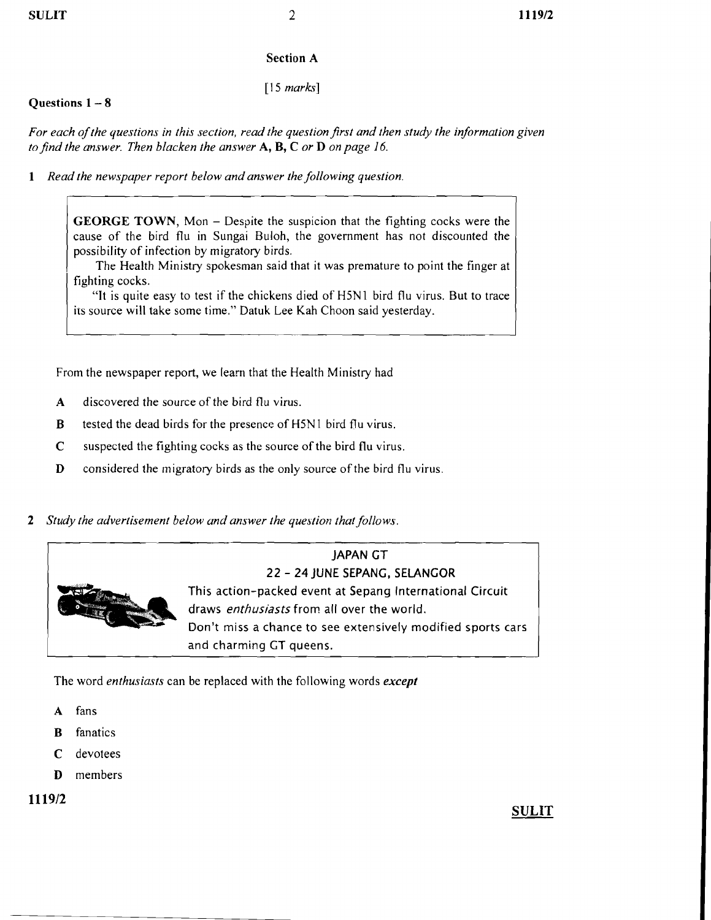## Section A

[15 *marks*]

**Questions 1 – 8**

*For each of the questions in this section, read the question first and then study the information given to find the answer. Then blacken the answer* **A, B, C** *or* **D** *on page 16.*

**1** *Read the newspaper report below and answer the following question.*

> **GEORGE TOWN**, Mon – Despite the suspicion that the fighting cocks were the cause of the bird flu in Sungai Buloh, the government has not discounted the possibility of infection by migratory birds.
>
> The Health Ministry spokesman said that it was premature to point the finger at fighting cocks.
>
> "It is quite easy to test if the chickens died of H5N1 bird flu virus. But to trace its source will take some time." Datuk Lee Kah Choon said yesterday.

From the newspaper report, we learn that the Health Ministry had

- **A** discovered the source of the bird flu virus.
- **B** tested the dead birds for the presence of H5N1 bird flu virus.
- **C** suspected the fighting cocks as the source of the bird flu virus.
- **D** considered the migratory birds as the only source of the bird flu virus.

**2** *Study the advertisement below and answer the question that follows.*

> JAPAN GT
> 22 - 24 JUNE SEPANG, SELANGOR
> This action-packed event at Sepang International Circuit draws *enthusiasts* from all over the world.
> Don't miss a chance to see extensively modified sports cars and charming GT queens.

The word *enthusiasts* can be replaced with the following words ***except***

- **A** fans
- **B** fanatics
- **C** devotees
- **D** members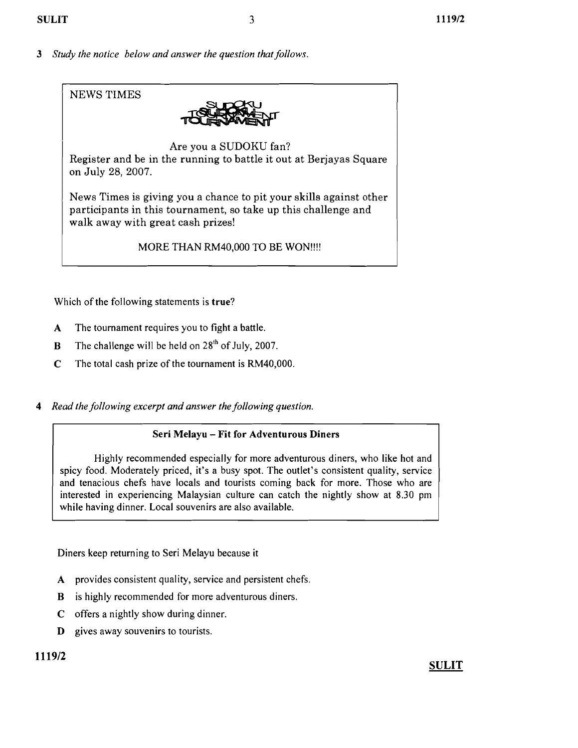3 *Study the notice below and answer the question that follows.*

> NEWS TIMES
>
> SUDOKU TOURNAMENT
>
> Are you a SUDOKU fan?
>
> Register and be in the running to battle it out at Berjayas Square on July 28, 2007.
>
> News Times is giving you a chance to pit your skills against other participants in this tournament, so take up this challenge and walk away with great cash prizes!
>
> MORE THAN RM40,000 TO BE WON!!!!

Which of the following statements is **true**?

**A** The tournament requires you to fight a battle.

**B** The challenge will be held on 28th of July, 2007.

**C** The total cash prize of the tournament is RM40,000.

4 *Read the following excerpt and answer the following question.*

> **Seri Melayu – Fit for Adventurous Diners**
>
> Highly recommended especially for more adventurous diners, who like hot and spicy food. Moderately priced, it's a busy spot. The outlet's consistent quality, service and tenacious chefs have locals and tourists coming back for more. Those who are interested in experiencing Malaysian culture can catch the nightly show at 8.30 pm while having dinner. Local souvenirs are also available.

Diners keep returning to Seri Melayu because it

**A** provides consistent quality, service and persistent chefs.

**B** is highly recommended for more adventurous diners.

**C** offers a nightly show during dinner.

**D** gives away souvenirs to tourists.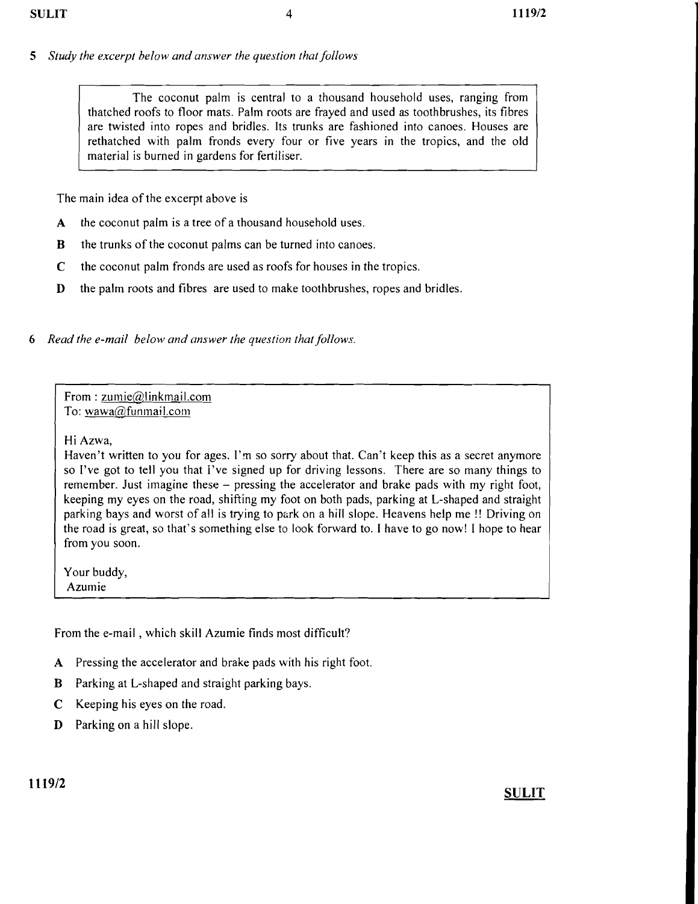5 *Study the excerpt below and answer the question that follows*

> The coconut palm is central to a thousand household uses, ranging from thatched roofs to floor mats. Palm roots are frayed and used as toothbrushes, its fibres are twisted into ropes and bridles. Its trunks are fashioned into canoes. Houses are rethatched with palm fronds every four or five years in the tropics, and the old material is burned in gardens for fertiliser.

The main idea of the excerpt above is

**A** the coconut palm is a tree of a thousand household uses.

**B** the trunks of the coconut palms can be turned into canoes.

**C** the coconut palm fronds are used as roofs for houses in the tropics.

**D** the palm roots and fibres are used to make toothbrushes, ropes and bridles.

6 *Read the e-mail below and answer the question that follows.*

> From : zumie@linkmail.com
> To: wawa@funmail.com
>
> Hi Azwa,
> Haven't written to you for ages. I'm so sorry about that. Can't keep this as a secret anymore so I've got to tell you that I've signed up for driving lessons. There are so many things to remember. Just imagine these – pressing the accelerator and brake pads with my right foot, keeping my eyes on the road, shifting my foot on both pads, parking at L-shaped and straight parking bays and worst of all is trying to park on a hill slope. Heavens help me !! Driving on the road is great, so that's something else to look forward to. I have to go now! I hope to hear from you soon.
>
> Your buddy,
> Azumie

From the e-mail , which skill Azumie finds most difficult?

**A** Pressing the accelerator and brake pads with his right foot.

**B** Parking at L-shaped and straight parking bays.

**C** Keeping his eyes on the road.

**D** Parking on a hill slope.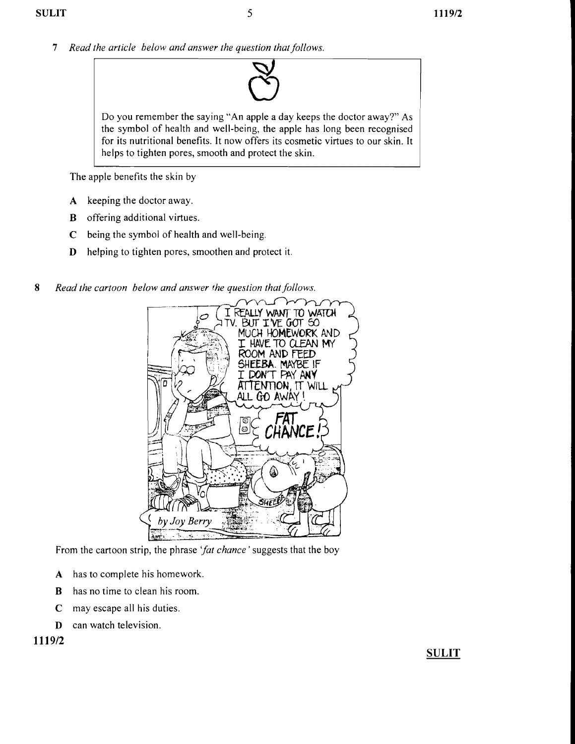7 *Read the article below and answer the question that follows.*

> Do you remember the saying "An apple a day keeps the doctor away?" As the symbol of health and well-being, the apple has long been recognised for its nutritional benefits. It now offers its cosmetic virtues to our skin. It helps to tighten pores, smooth and protect the skin.

The apple benefits the skin by

- **A** keeping the doctor away.
- **B** offering additional virtues.
- **C** being the symbol of health and well-being.
- **D** helping to tighten pores, smoothen and protect it.

8 *Read the cartoon below and answer the question that follows.*

> I REALLY WANT TO WATCH TV. BUT I'VE GOT SO MUCH HOMEWORK AND I HAVE TO CLEAN MY ROOM AND FEED SHEEBA. MAYBE IF I DON'T PAY ANY ATTENTION, IT WILL ALL GO AWAY!
>
> FAT CHANCE!
>
> *by Joy Berry*

From the cartoon strip, the phrase '*fat chance*' suggests that the boy

- **A** has to complete his homework.
- **B** has no time to clean his room.
- **C** may escape all his duties.
- **D** can watch television.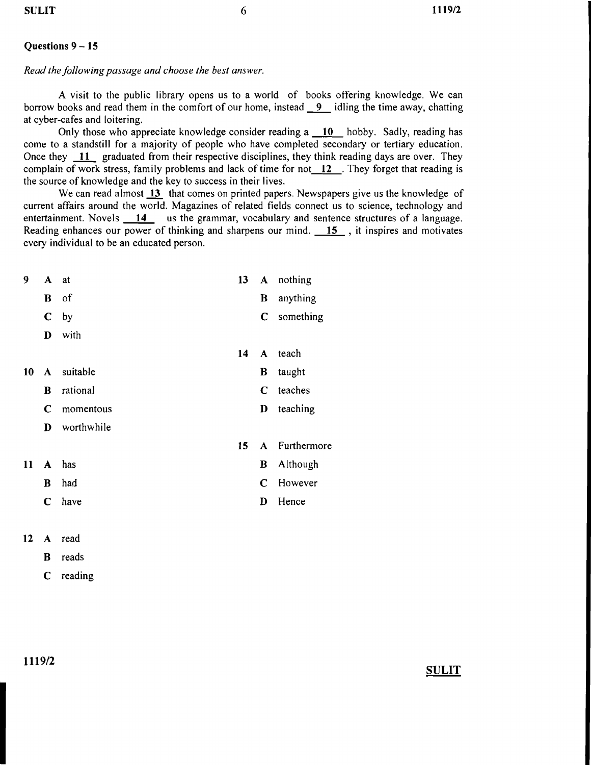**Questions 9 – 15**

*Read the following passage and choose the best answer.*

A visit to the public library opens us to a world of books offering knowledge. We can borrow books and read them in the comfort of our home, instead __9__ idling the time away, chatting at cyber-cafes and loitering.

Only those who appreciate knowledge consider reading a __10__ hobby. Sadly, reading has come to a standstill for a majority of people who have completed secondary or tertiary education. Once they __11__ graduated from their respective disciplines, they think reading days are over. They complain of work stress, family problems and lack of time for not __12__. They forget that reading is the source of knowledge and the key to success in their lives.

We can read almost __13__ that comes on printed papers. Newspapers give us the knowledge of current affairs around the world. Magazines of related fields connect us to science, technology and entertainment. Novels __14__ us the grammar, vocabulary and sentence structures of a language. Reading enhances our power of thinking and sharpens our mind. __15__, it inspires and motivates every individual to be an educated person.

**9**
- **A** at
- **B** of
- **C** by
- **D** with

**10**
- **A** suitable
- **B** rational
- **C** momentous
- **D** worthwhile

**11**
- **A** has
- **B** had
- **C** have

**12**
- **A** read
- **B** reads
- **C** reading

**13**
- **A** nothing
- **B** anything
- **C** something

**14**
- **A** teach
- **B** taught
- **C** teaches
- **D** teaching

**15**
- **A** Furthermore
- **B** Although
- **C** However
- **D** Hence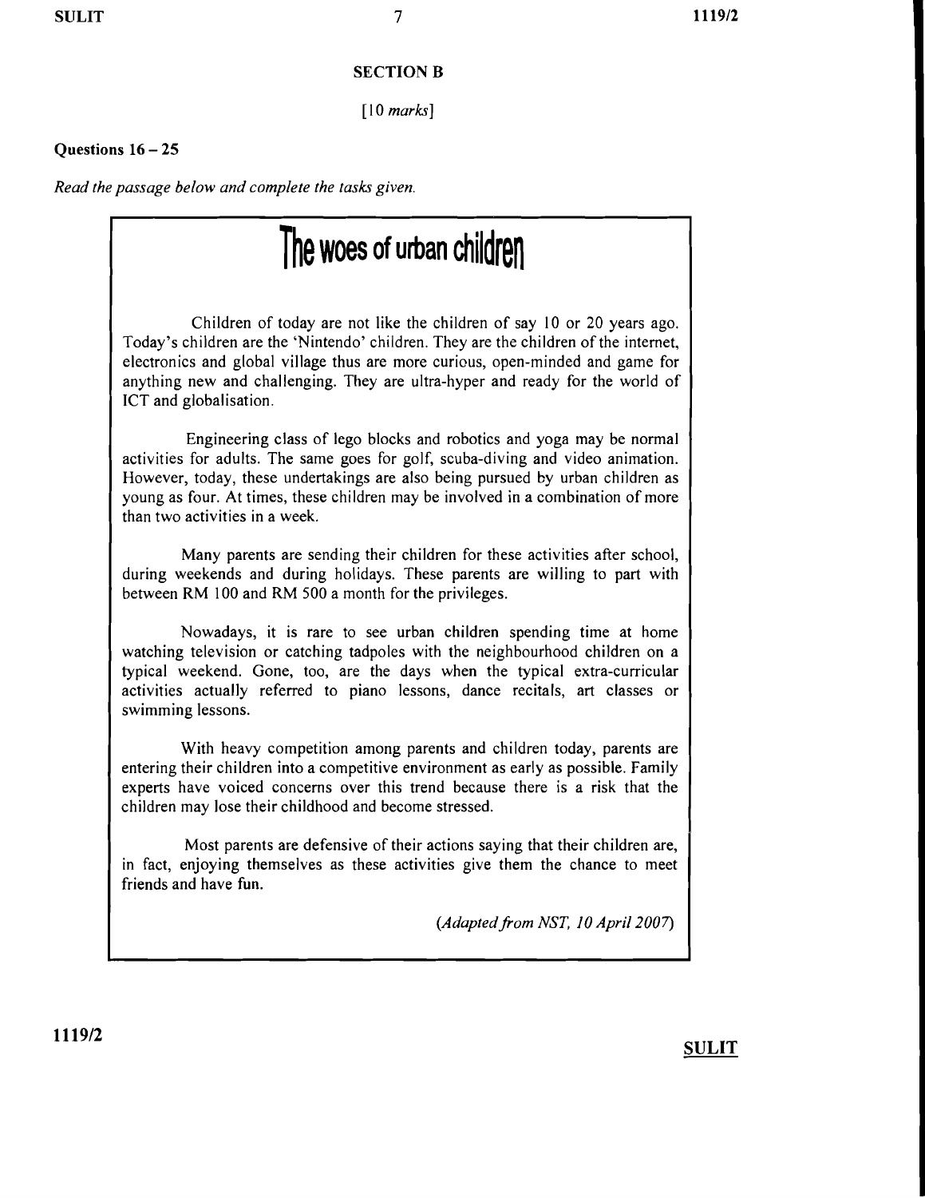## SECTION B

[10 *marks*]

**Questions 16 – 25**

*Read the passage below and complete the tasks given.*

# The woes of urban children

Children of today are not like the children of say 10 or 20 years ago. Today's children are the 'Nintendo' children. They are the children of the internet, electronics and global village thus are more curious, open-minded and game for anything new and challenging. They are ultra-hyper and ready for the world of ICT and globalisation.

Engineering class of lego blocks and robotics and yoga may be normal activities for adults. The same goes for golf, scuba-diving and video animation. However, today, these undertakings are also being pursued by urban children as young as four. At times, these children may be involved in a combination of more than two activities in a week.

Many parents are sending their children for these activities after school, during weekends and during holidays. These parents are willing to part with between RM 100 and RM 500 a month for the privileges.

Nowadays, it is rare to see urban children spending time at home watching television or catching tadpoles with the neighbourhood children on a typical weekend. Gone, too, are the days when the typical extra-curricular activities actually referred to piano lessons, dance recitals, art classes or swimming lessons.

With heavy competition among parents and children today, parents are entering their children into a competitive environment as early as possible. Family experts have voiced concerns over this trend because there is a risk that the children may lose their childhood and become stressed.

Most parents are defensive of their actions saying that their children are, in fact, enjoying themselves as these activities give them the chance to meet friends and have fun.

*(Adapted from NST, 10 April 2007)*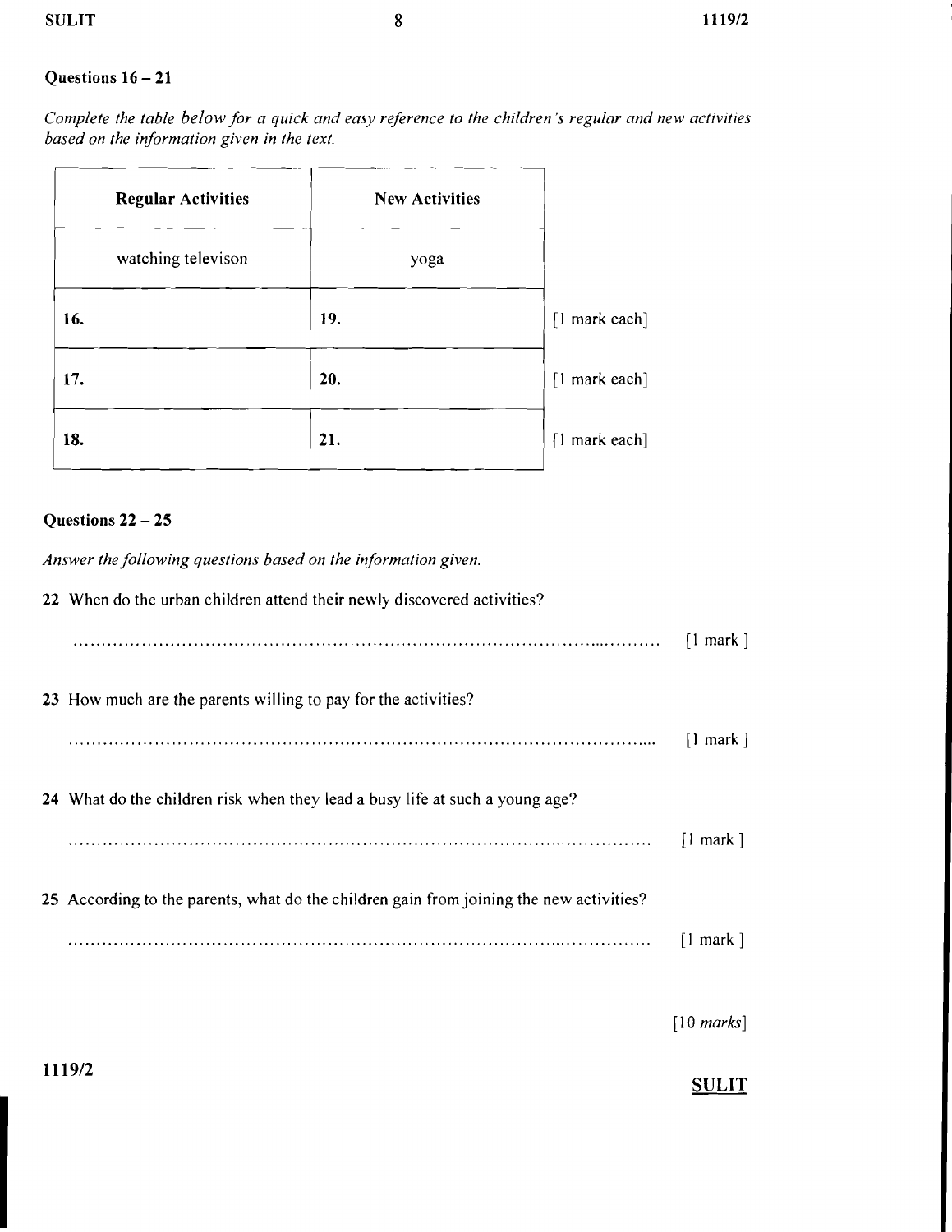### Questions 16 – 21

*Complete the table below for a quick and easy reference to the children's regular and new activities based on the information given in the text.*

| Regular Activities | New Activities | |
|---|---|---|
| watching televison | yoga | |
| 16. | 19. | [1 mark each] |
| 17. | 20. | [1 mark each] |
| 18. | 21. | [1 mark each] |

### Questions 22 – 25

*Answer the following questions based on the information given.*

22 When do the urban children attend their newly discovered activities?

.................................................................................................................. [1 mark ]

23 How much are the parents willing to pay for the activities?

.................................................................................................................. [1 mark ]

24 What do the children risk when they lead a busy life at such a young age?

.................................................................................................................. [1 mark ]

25 According to the parents, what do the children gain from joining the new activities?

.................................................................................................................. [1 mark ]

[10 *marks*]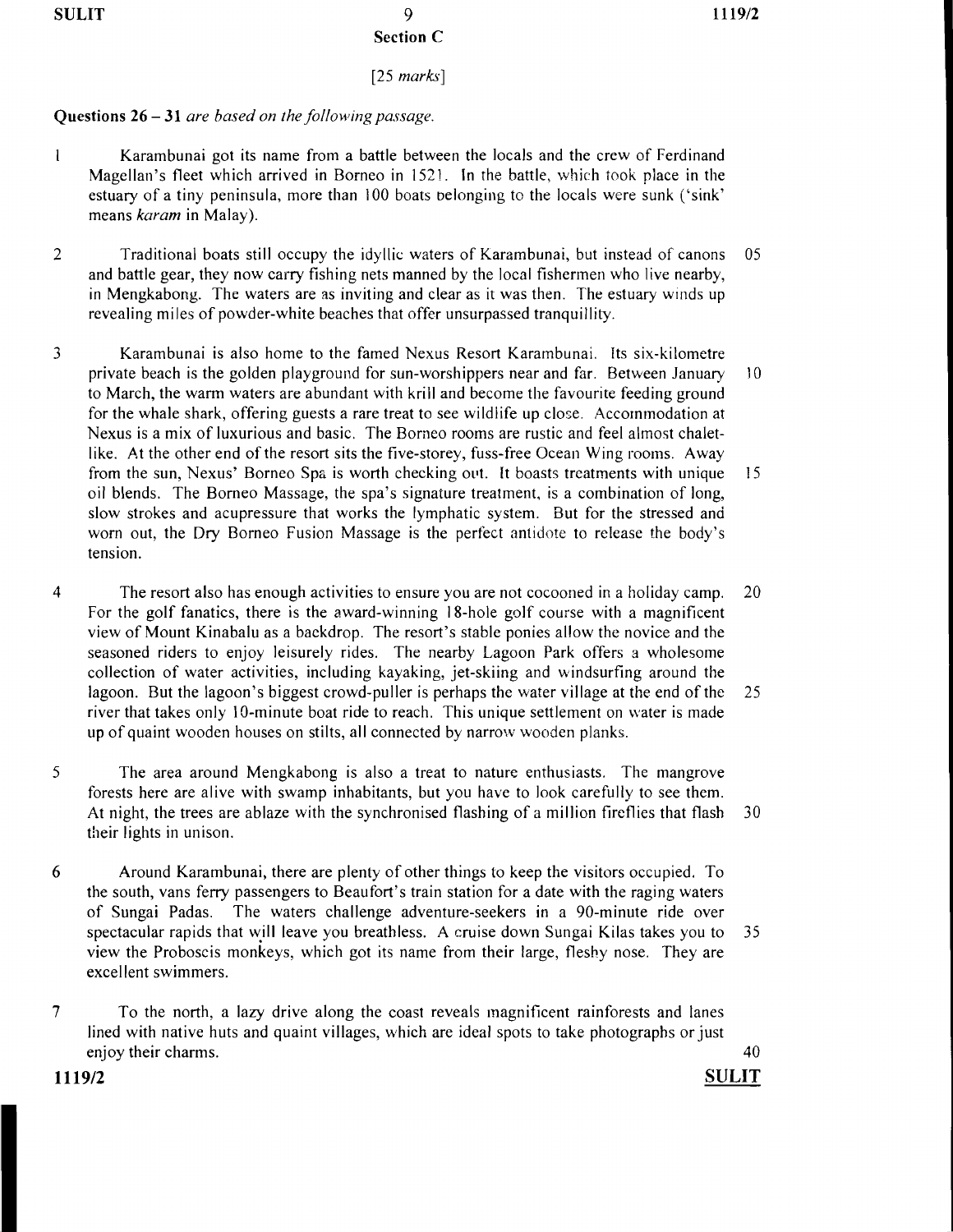## Section C

[25 *marks*]

**Questions 26 – 31** *are based on the following passage.*

1 Karambunai got its name from a battle between the locals and the crew of Ferdinand Magellan's fleet which arrived in Borneo in 1521. In the battle, which took place in the estuary of a tiny peninsula, more than 100 boats belonging to the locals were sunk ('sink' means *karam* in Malay).

2 Traditional boats still occupy the idyllic waters of Karambunai, but instead of canons and battle gear, they now carry fishing nets manned by the local fishermen who live nearby, in Mengkabong. The waters are as inviting and clear as it was then. The estuary winds up revealing miles of powder-white beaches that offer unsurpassed tranquillity.

3 Karambunai is also home to the famed Nexus Resort Karambunai. Its six-kilometre private beach is the golden playground for sun-worshippers near and far. Between January to March, the warm waters are abundant with krill and become the favourite feeding ground for the whale shark, offering guests a rare treat to see wildlife up close. Accommodation at Nexus is a mix of luxurious and basic. The Borneo rooms are rustic and feel almost chalet-like. At the other end of the resort sits the five-storey, fuss-free Ocean Wing rooms. Away from the sun, Nexus' Borneo Spa is worth checking out. It boasts treatments with unique oil blends. The Borneo Massage, the spa's signature treatment, is a combination of long, slow strokes and acupressure that works the lymphatic system. But for the stressed and worn out, the Dry Borneo Fusion Massage is the perfect antidote to release the body's tension.

4 The resort also has enough activities to ensure you are not cocooned in a holiday camp. For the golf fanatics, there is the award-winning 18-hole golf course with a magnificent view of Mount Kinabalu as a backdrop. The resort's stable ponies allow the novice and the seasoned riders to enjoy leisurely rides. The nearby Lagoon Park offers a wholesome collection of water activities, including kayaking, jet-skiing and windsurfing around the lagoon. But the lagoon's biggest crowd-puller is perhaps the water village at the end of the river that takes only 10-minute boat ride to reach. This unique settlement on water is made up of quaint wooden houses on stilts, all connected by narrow wooden planks.

5 The area around Mengkabong is also a treat to nature enthusiasts. The mangrove forests here are alive with swamp inhabitants, but you have to look carefully to see them. At night, the trees are ablaze with the synchronised flashing of a million fireflies that flash their lights in unison.

6 Around Karambunai, there are plenty of other things to keep the visitors occupied. To the south, vans ferry passengers to Beaufort's train station for a date with the raging waters of Sungai Padas. The waters challenge adventure-seekers in a 90-minute ride over spectacular rapids that will leave you breathless. A cruise down Sungai Kilas takes you to view the Proboscis monkeys, which got its name from their large, fleshy nose. They are excellent swimmers.

7 To the north, a lazy drive along the coast reveals magnificent rainforests and lanes lined with native huts and quaint villages, which are ideal spots to take photographs or just enjoy their charms.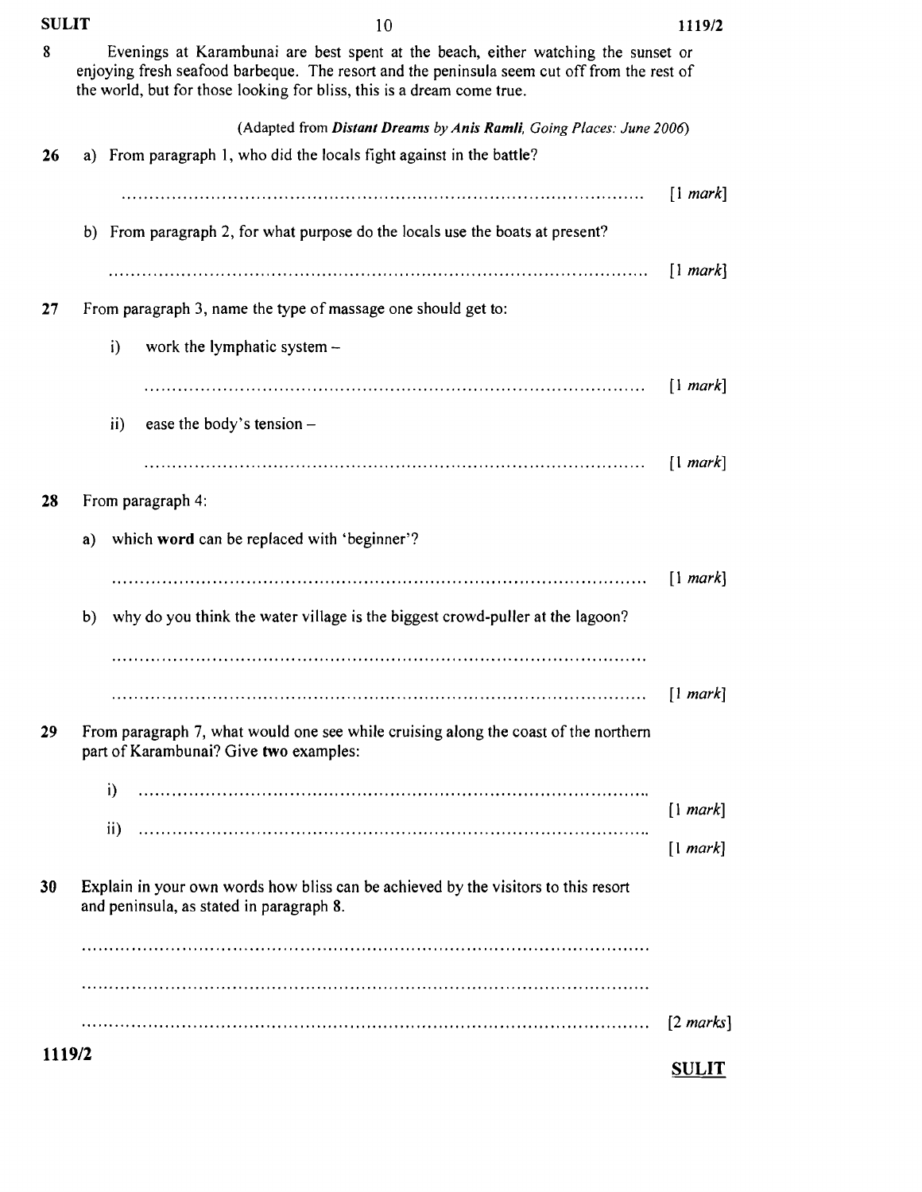8 Evenings at Karambunai are best spent at the beach, either watching the sunset or enjoying fresh seafood barbeque. The resort and the peninsula seem cut off from the rest of the world, but for those looking for bliss, this is a dream come true.

(Adapted from ***Distant Dreams** by **Anis Ramli**, Going Places: June 2006*)

**26** a) From paragraph 1, who did the locals fight against in the battle?

.......................................................................................... [1 *mark*]

b) From paragraph 2, for what purpose do the locals use the boats at present?

.......................................................................................... [1 *mark*]

**27** From paragraph 3, name the type of massage one should get to:

i) work the lymphatic system –

.......................................................................................... [1 *mark*]

ii) ease the body's tension –

.......................................................................................... [1 *mark*]

**28** From paragraph 4:

a) which **word** can be replaced with 'beginner'?

.......................................................................................... [1 *mark*]

b) why do you think the water village is the biggest crowd-puller at the lagoon?

..........................................................................................

.......................................................................................... [1 *mark*]

**29** From paragraph 7, what would one see while cruising along the coast of the northern part of Karambunai? Give **two** examples:

i) .......................................................................................... [1 *mark*]

ii) .......................................................................................... [1 *mark*]

**30** Explain in your own words how bliss can be achieved by the visitors to this resort and peninsula, as stated in paragraph 8.

..........................................................................................

..........................................................................................

.......................................................................................... [2 *marks*]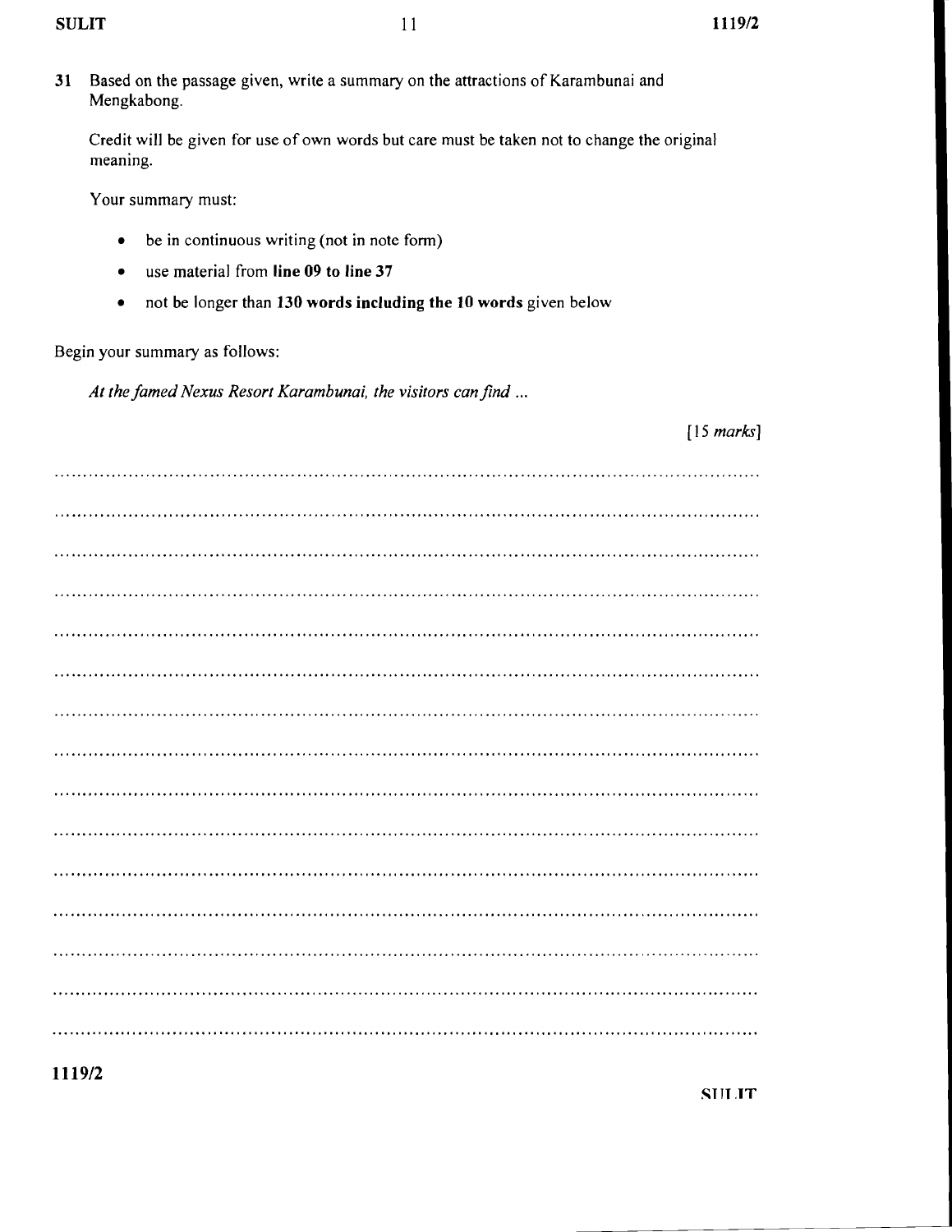31 Based on the passage given, write a summary on the attractions of Karambunai and Mengkabong.

Credit will be given for use of own words but care must be taken not to change the original meaning.

Your summary must:

- be in continuous writing (not in note form)
- use material from **line 09 to line 37**
- not be longer than **130 words including the 10 words** given below

Begin your summary as follows:

*At the famed Nexus Resort Karambunai, the visitors can find ...*

[15 *marks*]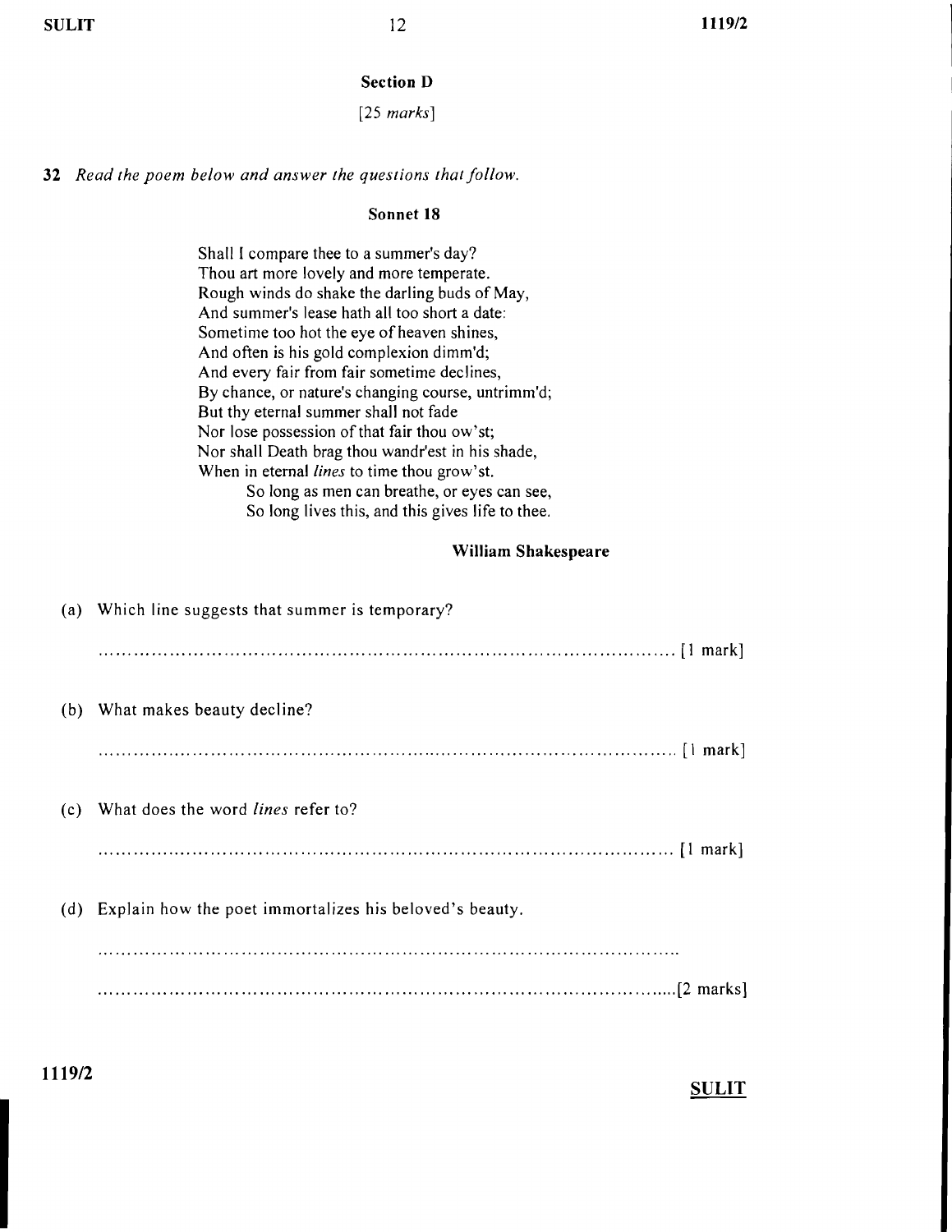## Section D

[25 *marks*]

**32** *Read the poem below and answer the questions that follow.*

### Sonnet 18

Shall I compare thee to a summer's day?
Thou art more lovely and more temperate.
Rough winds do shake the darling buds of May,
And summer's lease hath all too short a date:
Sometime too hot the eye of heaven shines,
And often is his gold complexion dimm'd;
And every fair from fair sometime declines,
By chance, or nature's changing course, untrimm'd;
But thy eternal summer shall not fade
Nor lose possession of that fair thou ow'st;
Nor shall Death brag thou wandr'est in his shade,
When in eternal *lines* to time thou grow'st.
So long as men can breathe, or eyes can see,
So long lives this, and this gives life to thee.

**William Shakespeare**

(a) Which line suggests that summer is temporary?

.................................................................................................... [1 mark]

(b) What makes beauty decline?

.................................................................................................... [1 mark]

(c) What does the word *lines* refer to?

.................................................................................................... [1 mark]

(d) Explain how the poet immortalizes his beloved's beauty.

....................................................................................................

.................................................................................................... [2 marks]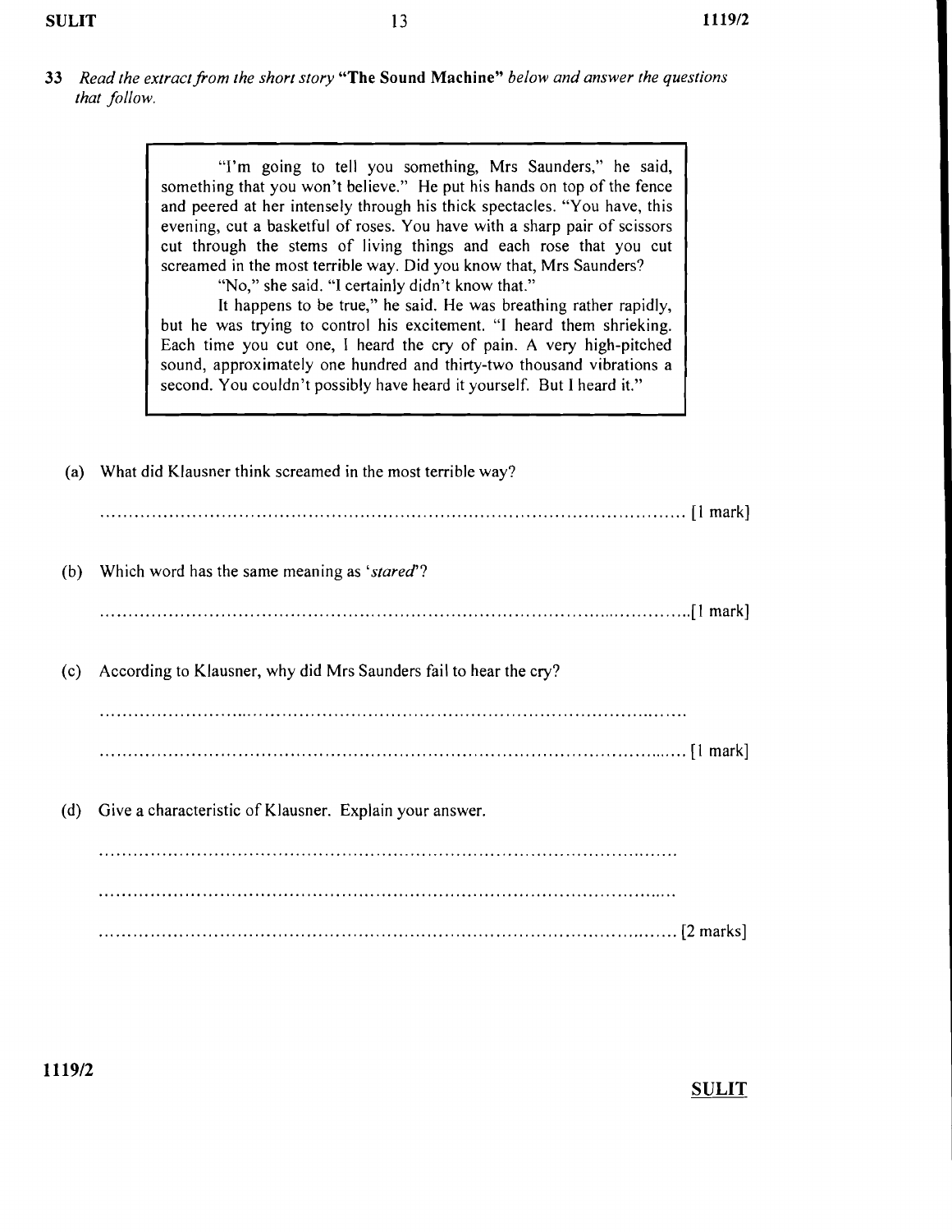**33** *Read the extract from the short story* **"The Sound Machine"** *below and answer the questions that follow.*

> "I'm going to tell you something, Mrs Saunders," he said, something that you won't believe." He put his hands on top of the fence and peered at her intensely through his thick spectacles. "You have, this evening, cut a basketful of roses. You have with a sharp pair of scissors cut through the stems of living things and each rose that you cut screamed in the most terrible way. Did you know that, Mrs Saunders?
>
> "No," she said. "I certainly didn't know that."
>
> It happens to be true," he said. He was breathing rather rapidly, but he was trying to control his excitement. "I heard them shrieking. Each time you cut one, I heard the cry of pain. A very high-pitched sound, approximately one hundred and thirty-two thousand vibrations a second. You couldn't possibly have heard it yourself. But I heard it."

(a) What did Klausner think screamed in the most terrible way?

........................................................................................................ [1 mark]

(b) Which word has the same meaning as '*stared*'?

........................................................................................................ [1 mark]

(c) According to Klausner, why did Mrs Saunders fail to hear the cry?

........................................................................................................

........................................................................................................ [1 mark]

(d) Give a characteristic of Klausner. Explain your answer.

........................................................................................................

........................................................................................................

........................................................................................................ [2 marks]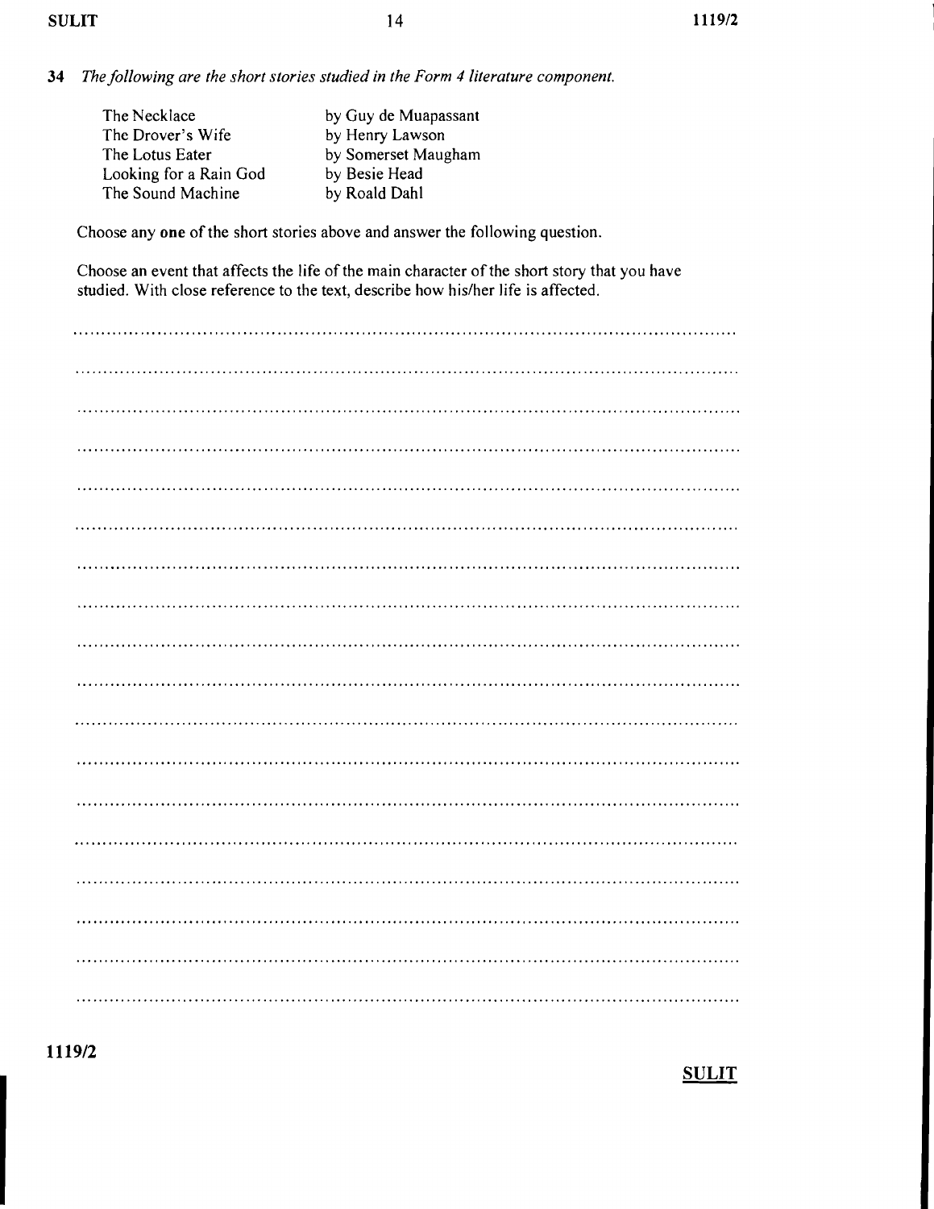**34** *The following are the short stories studied in the Form 4 literature component.*

| | |
|---|---|
| The Necklace | by Guy de Muapassant |
| The Drover's Wife | by Henry Lawson |
| The Lotus Eater | by Somerset Maugham |
| Looking for a Rain God | by Besie Head |
| The Sound Machine | by Roald Dahl |

Choose any **one** of the short stories above and answer the following question.

Choose an event that affects the life of the main character of the short story that you have studied. With close reference to the text, describe how his/her life is affected.

.......................................................................................................................

.......................................................................................................................

.......................................................................................................................

.......................................................................................................................

.......................................................................................................................

.......................................................................................................................

.......................................................................................................................

.......................................................................................................................

.......................................................................................................................

.......................................................................................................................

.......................................................................................................................

.......................................................................................................................

.......................................................................................................................

.......................................................................................................................

.......................................................................................................................

.......................................................................................................................

.......................................................................................................................

.......................................................................................................................